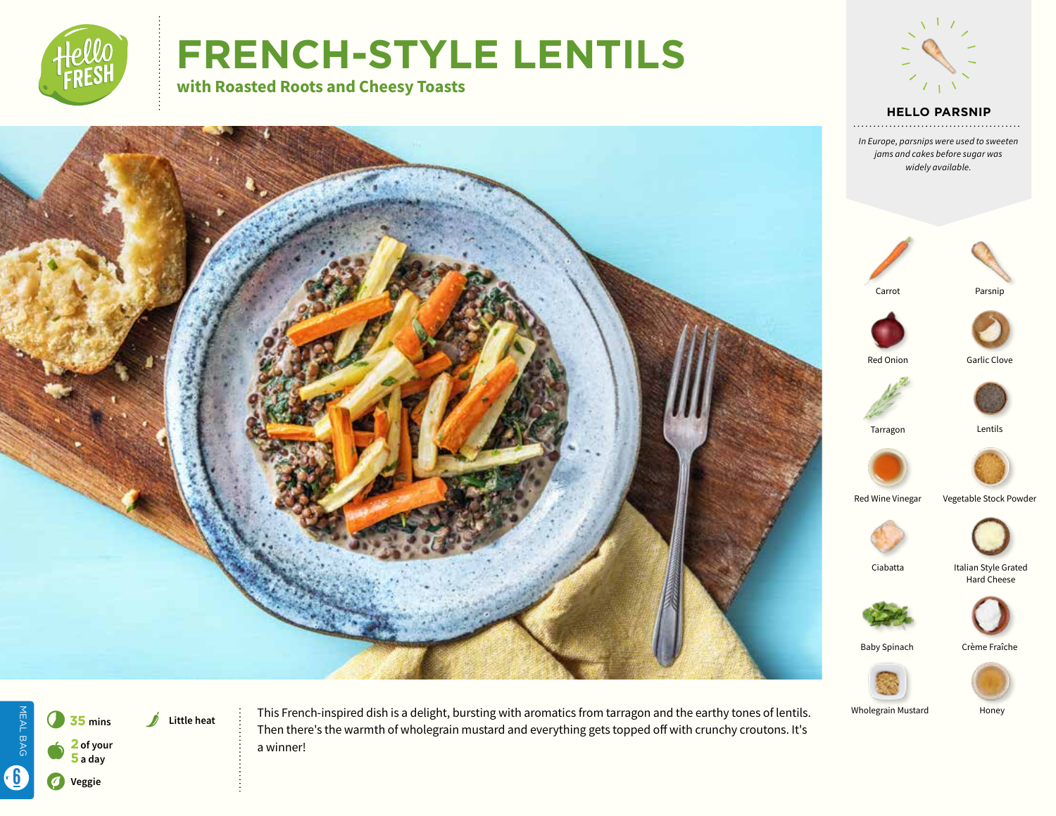# FRENCH-STYLE LENTILS

## with Roasted Roots and Cheesy Toasts

### HELLO PARSNIP

*In Europe, parsnips were used to sweeten jams and cakes before sugar was widely available.*

- Carrot
- Parsnip
- Red Onion
- Garlic Clove
- Tarragon
- Lentils
- Red Wine Vinegar
- Vegetable Stock Powder
- Ciabatta
- Italian Style Grated Hard Cheese
- Baby Spinach
- Crème Fraîche
- Wholegrain Mustard
- Honey

**35** mins

**2** of your **5** a day

Veggie

Little heat

MEAL BAG 6

This French-inspired dish is a delight, bursting with aromatics from tarragon and the earthy tones of lentils. Then there's the warmth of wholegrain mustard and everything gets topped off with crunchy croutons. It's a winner!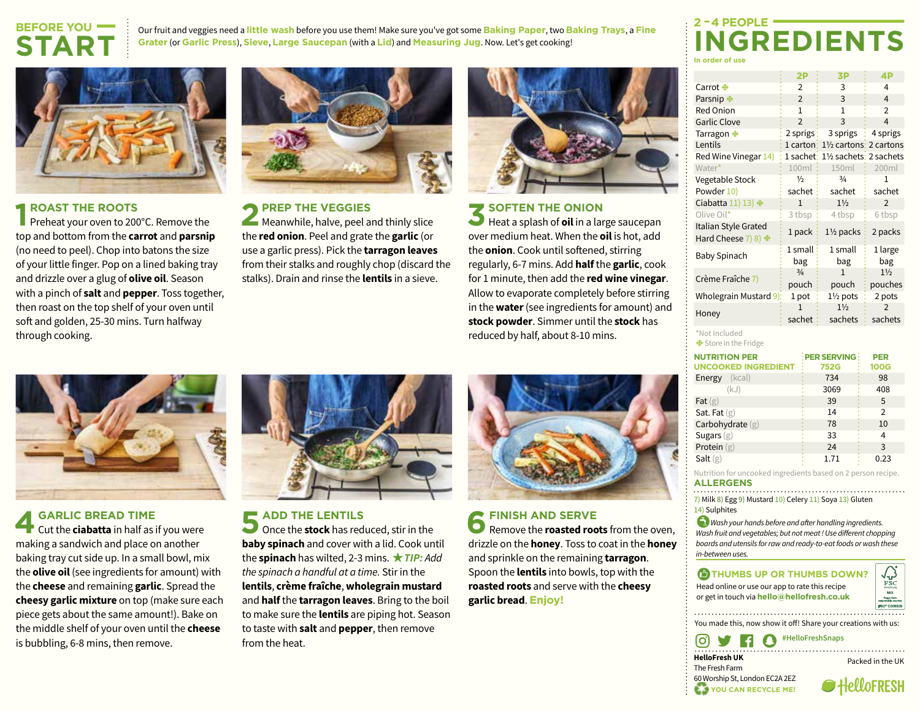## BEFORE YOU START

Our fruit and veggies need a **little wash** before you use them! Make sure you've got some **Baking Paper**, two **Baking Trays**, a **Fine Grater** (or **Garlic Press**), **Sieve**, **Large Saucepan** (with a **Lid**) and **Measuring Jug**. Now. Let's get cooking!

### 1 ROAST THE ROOTS

Preheat your oven to 200°C. Remove the top and bottom from the **carrot** and **parsnip** (no need to peel). Chop into batons the size of your little finger. Pop on a lined baking tray and drizzle over a glug of **olive oil**. Season with a pinch of **salt** and **pepper**. Toss together, then roast on the top shelf of your oven until soft and golden, 25-30 mins. Turn halfway through cooking.

### 2 PREP THE VEGGIES

Meanwhile, halve, peel and thinly slice the **red onion**. Peel and grate the **garlic** (or use a garlic press). Pick the **tarragon leaves** from their stalks and roughly chop (discard the stalks). Drain and rinse the **lentils** in a sieve.

### 3 SOFTEN THE ONION

Heat a splash of **oil** in a large saucepan over medium heat. When the **oil** is hot, add the **onion**. Cook until softened, stirring regularly, 6-7 mins. Add **half** the **garlic**, cook for 1 minute, then add the **red wine vinegar**. Allow to evaporate completely before stirring in the **water** (see ingredients for amount) and **stock powder**. Simmer until the **stock** has reduced by half, about 8-10 mins.

### 4 GARLIC BREAD TIME

Cut the **ciabatta** in half as if you were making a sandwich and place on another baking tray cut side up. In a small bowl, mix the **olive oil** (see ingredients for amount) with the **cheese** and remaining **garlic**. Spread the **cheesy garlic mixture** on top (make sure each piece gets about the same amount!). Bake on the middle shelf of your oven until the **cheese** is bubbling, 6-8 mins, then remove.

### 5 ADD THE LENTILS

Once the **stock** has reduced, stir in the **baby spinach** and cover with a lid. Cook until the **spinach** has wilted, 2-3 mins. ★ ***TIP:*** *Add the spinach a handful at a time.* Stir in the **lentils**, **crème fraîche**, **wholegrain mustard** and **half** the **tarragon leaves**. Bring to the boil to make sure the **lentils** are piping hot. Season to taste with **salt** and **pepper**, then remove from the heat.

### 6 FINISH AND SERVE

Remove the **roasted roots** from the oven, drizzle on the **honey**. Toss to coat in the **honey** and sprinkle on the remaining **tarragon**. Spoon the **lentils** into bowls, top with the **roasted roots** and serve with the **cheesy garlic bread**. **Enjoy!**

## 2-4 PEOPLE INGREDIENTS

In order of use

| | 2P | 3P | 4P |
|---|---|---|---|
| Carrot ❉ | 2 | 3 | 4 |
| Parsnip ❉ | 2 | 3 | 4 |
| Red Onion | 1 | 1 | 2 |
| Garlic Clove | 2 | 3 | 4 |
| Tarragon ❉ | 2 sprigs | 3 sprigs | 4 sprigs |
| Lentils | 1 carton | 1½ cartons | 2 cartons |
| Red Wine Vinegar 14) | 1 sachet | 1½ sachets | 2 sachets |
| Water* | 100ml | 150ml | 200ml |
| Vegetable Stock Powder 10) | ½ sachet | ¾ sachet | 1 sachet |
| Ciabatta 11) 13) ❉ | 1 | 1½ | 2 |
| Olive Oil* | 3 tbsp | 4 tbsp | 6 tbsp |
| Italian Style Grated Hard Cheese 7) 8) ❉ | 1 pack | 1½ packs | 2 packs |
| Baby Spinach | 1 small bag | 1 small bag | 1 large bag |
| Crème Fraîche 7) | ¾ pouch | 1 pouch | 1½ pouches |
| Wholegrain Mustard 9) | 1 pot | 1½ pots | 2 pots |
| Honey | 1 sachet | 1½ sachets | 2 sachets |

*Not Included
❉ Store in the Fridge

| NUTRITION PER UNCOOKED INGREDIENT | PER SERVING 752G | PER 100G |
|---|---|---|
| Energy (kcal) | 734 | 98 |
| (kJ) | 3069 | 408 |
| Fat (g) | 39 | 5 |
| Sat. Fat (g) | 14 | 2 |
| Carbohydrate (g) | 78 | 10 |
| Sugars (g) | 33 | 4 |
| Protein (g) | 24 | 3 |
| Salt (g) | 1.71 | 0.23 |

Nutrition for uncooked ingredients based on 2 person recipe.

### ALLERGENS

7) Milk 8) Egg 9) Mustard 10) Celery 11) Soya 13) Gluten 14) Sulphites

*Wash your hands before and after handling ingredients. Wash fruit and vegetables; but not meat ! Use different chopping boards and utensils for raw and ready-to-eat foods or wash these in-between uses.*

### THUMBS UP OR THUMBS DOWN?

Head online or use our app to rate this recipe or get in touch via **hello@hellofresh.co.uk**

You made this, now show it off! Share your creations with us: #HelloFreshSnaps

**HelloFresh UK**
The Fresh Farm
60 Worship St, London EC2A 2EZ

Packed in the UK

YOU CAN RECYCLE ME!